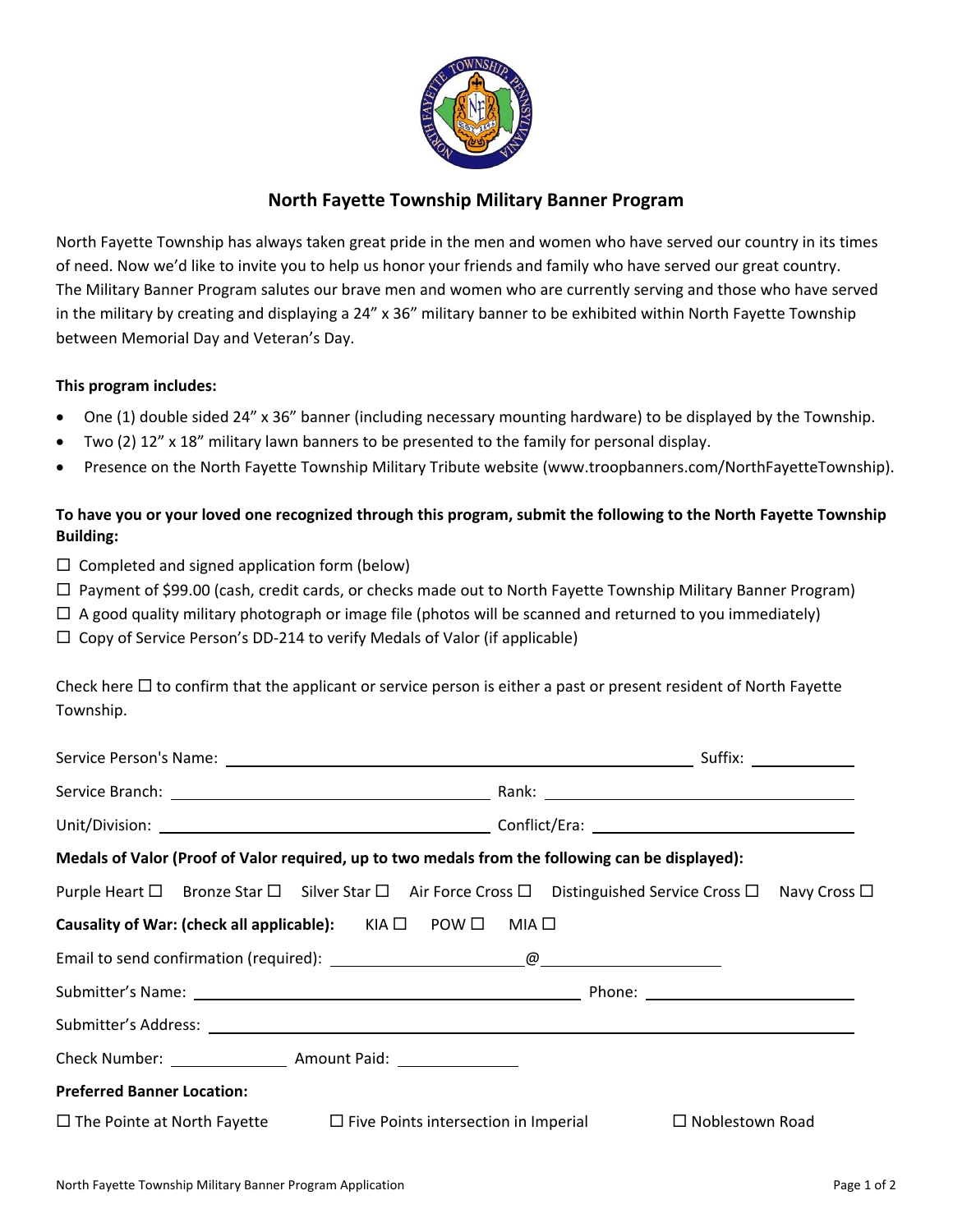# North Fayette Township Military Banner Program

North Fayette Township has always taken great pride in the men and women who have served our country in its times of need. Now we'd like to invite you to help us honor your friends and family who have served our great country. The Military Banner Program salutes our brave men and women who are currently serving and those who have served in the military by creating and displaying a 24" x 36" military banner to be exhibited within North Fayette Township between Memorial Day and Veteran's Day.

**This program includes:**

- One (1) double sided 24" x 36" banner (including necessary mounting hardware) to be displayed by the Township.
- Two (2) 12" x 18" military lawn banners to be presented to the family for personal display.
- Presence on the North Fayette Township Military Tribute website (www.troopbanners.com/NorthFayetteTownship).

**To have you or your loved one recognized through this program, submit the following to the North Fayette Township Building:**

☐ Completed and signed application form (below)

☐ Payment of $99.00 (cash, credit cards, or checks made out to North Fayette Township Military Banner Program)

☐ A good quality military photograph or image file (photos will be scanned and returned to you immediately)

☐ Copy of Service Person's DD-214 to verify Medals of Valor (if applicable)

Check here ☐ to confirm that the applicant or service person is either a past or present resident of North Fayette Township.

Service Person's Name: ______________________________ Suffix: __________

Service Branch: ______________________________ Rank: ______________________________

Unit/Division: ______________________________ Conflict/Era: ______________________________

**Medals of Valor (Proof of Valor required, up to two medals from the following can be displayed):**

Purple Heart ☐ Bronze Star ☐ Silver Star ☐ Air Force Cross ☐ Distinguished Service Cross ☐ Navy Cross ☐

**Causality of War: (check all applicable):** KIA ☐ POW ☐ MIA ☐

Email to send confirmation (required): ____________________@____________________

Submitter's Name: ______________________________ Phone: ____________________

Submitter's Address: ____________________________________________________________

Check Number: ____________ Amount Paid: ____________

**Preferred Banner Location:**

☐ The Pointe at North Fayette ☐ Five Points intersection in Imperial ☐ Noblestown Road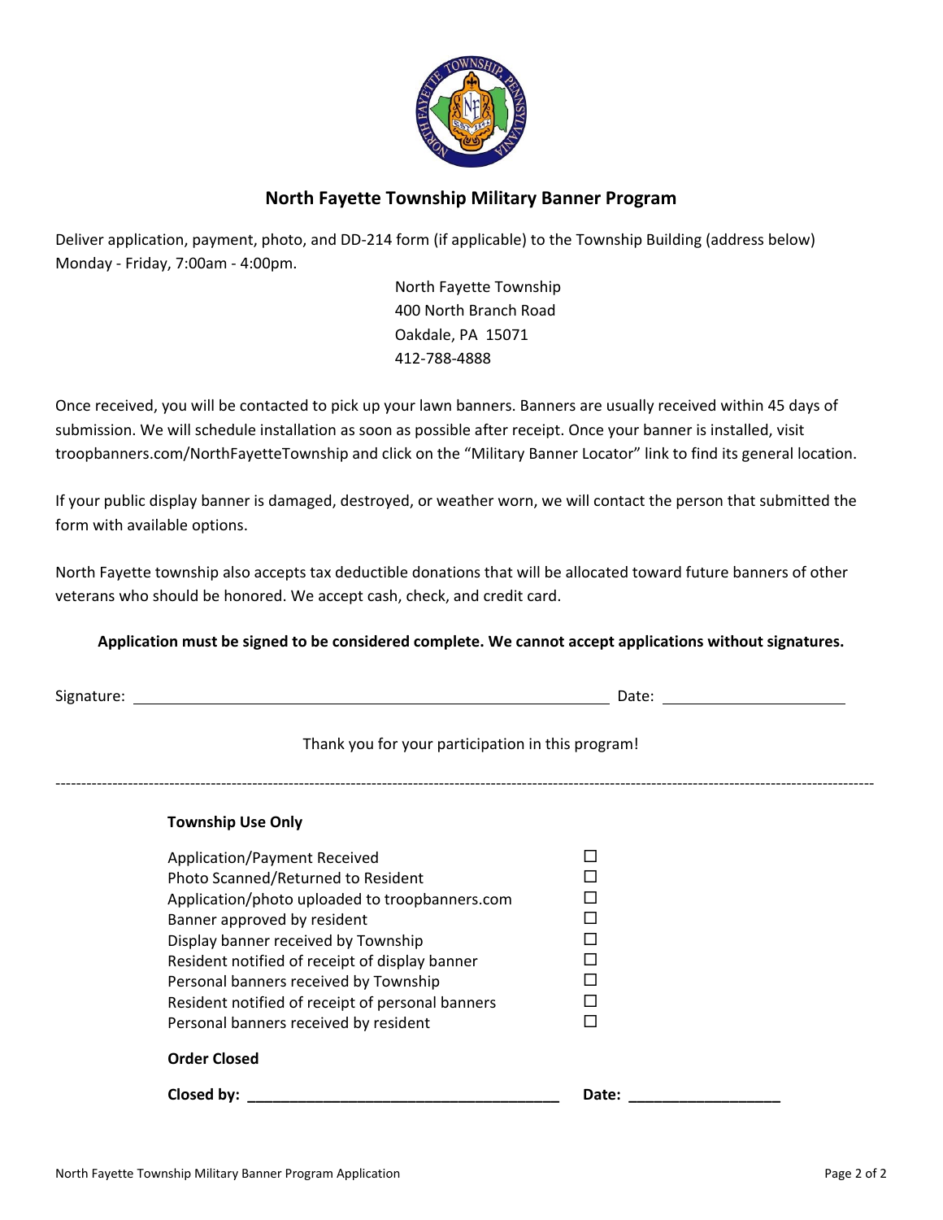## North Fayette Township Military Banner Program

Deliver application, payment, photo, and DD-214 form (if applicable) to the Township Building (address below) Monday - Friday, 7:00am - 4:00pm.

North Fayette Township
400 North Branch Road
Oakdale, PA 15071
412-788-4888

Once received, you will be contacted to pick up your lawn banners. Banners are usually received within 45 days of submission. We will schedule installation as soon as possible after receipt. Once your banner is installed, visit troopbanners.com/NorthFayetteTownship and click on the "Military Banner Locator" link to find its general location.

If your public display banner is damaged, destroyed, or weather worn, we will contact the person that submitted the form with available options.

North Fayette township also accepts tax deductible donations that will be allocated toward future banners of other veterans who should be honored. We accept cash, check, and credit card.

**Application must be signed to be considered complete. We cannot accept applications without signatures.**

Signature: ____________________________________________ Date: ____________________

Thank you for your participation in this program!

---

**Township Use Only**

- Application/Payment Received ☐
- Photo Scanned/Returned to Resident ☐
- Application/photo uploaded to troopbanners.com ☐
- Banner approved by resident ☐
- Display banner received by Township ☐
- Resident notified of receipt of display banner ☐
- Personal banners received by Township ☐
- Resident notified of receipt of personal banners ☐
- Personal banners received by resident ☐

**Order Closed**

**Closed by: ____________________________________ Date: __________________**